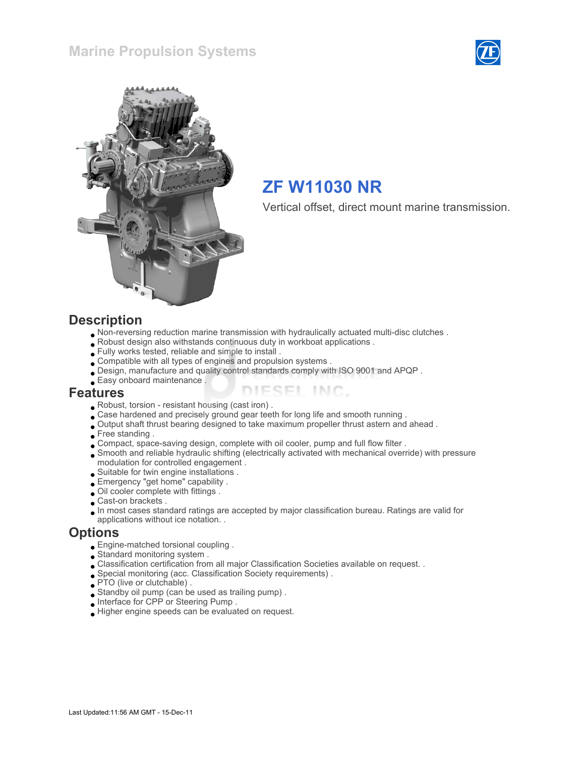# ZF W11030 NR

Vertical offset, direct mount marine transmission.

## Description

- Non-reversing reduction marine transmission with hydraulically actuated multi-disc clutches .
- Robust design also withstands continuous duty in workboat applications .
- Fully works tested, reliable and simple to install .
- Compatible with all types of engines and propulsion systems .
- Design, manufacture and quality control standards comply with ISO 9001 and APQP .
- Easy onboard maintenance .

## Features

- Robust, torsion - resistant housing (cast iron) .
- Case hardened and precisely ground gear teeth for long life and smooth running .
- Output shaft thrust bearing designed to take maximum propeller thrust astern and ahead .
- Free standing .
- Compact, space-saving design, complete with oil cooler, pump and full flow filter .
- Smooth and reliable hydraulic shifting (electrically activated with mechanical override) with pressure modulation for controlled engagement .
- Suitable for twin engine installations .
- Emergency "get home" capability .
- Oil cooler complete with fittings .
- Cast-on brackets .
- In most cases standard ratings are accepted by major classification bureau. Ratings are valid for applications without ice notation. .

## Options

- Engine-matched torsional coupling .
- Standard monitoring system .
- Classification certification from all major Classification Societies available on request. .
- Special monitoring (acc. Classification Society requirements) .
- PTO (live or clutchable) .
- Standby oil pump (can be used as trailing pump) .
- Interface for CPP or Steering Pump .
- Higher engine speeds can be evaluated on request.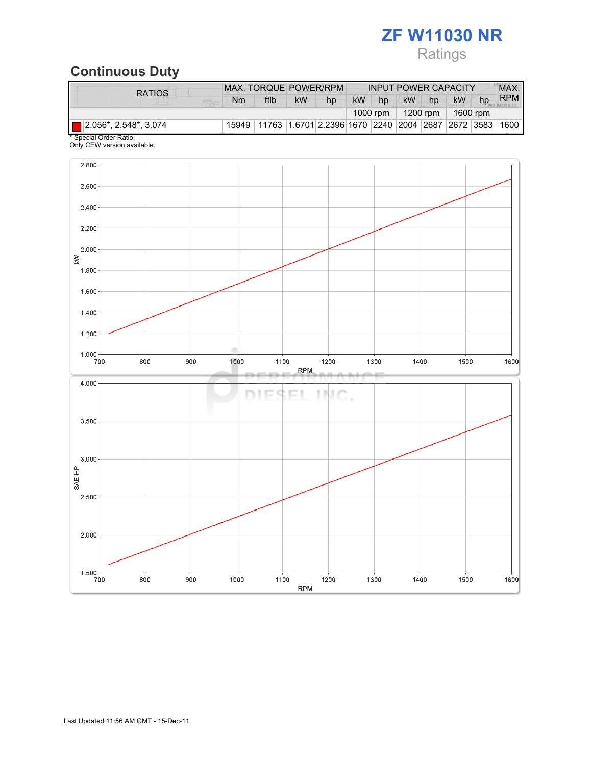# ZF W11030 NR

Ratings

## Continuous Duty

| RATIOS | MAX. TORQUE | | POWER/RPM | | INPUT POWER CAPACITY | | | | | | MAX. RPM |
|---|---|---|---|---|---|---|---|---|---|---|---|
| | Nm | ftlb | kW | hp | kW | hp | kW | hp | kW | hp | |
| | | | | | 1000 rpm | | 1200 rpm | | 1600 rpm | | |
| 2.056*, 2.548*, 3.074 | 15949 | 11763 | 1.6701 | 2.2396 | 1670 | 2240 | 2004 | 2687 | 2672 | 3583 | 1600 |

* Special Order Ratio.
Only CEW version available.

Last Updated:11:56 AM GMT - 15-Dec-11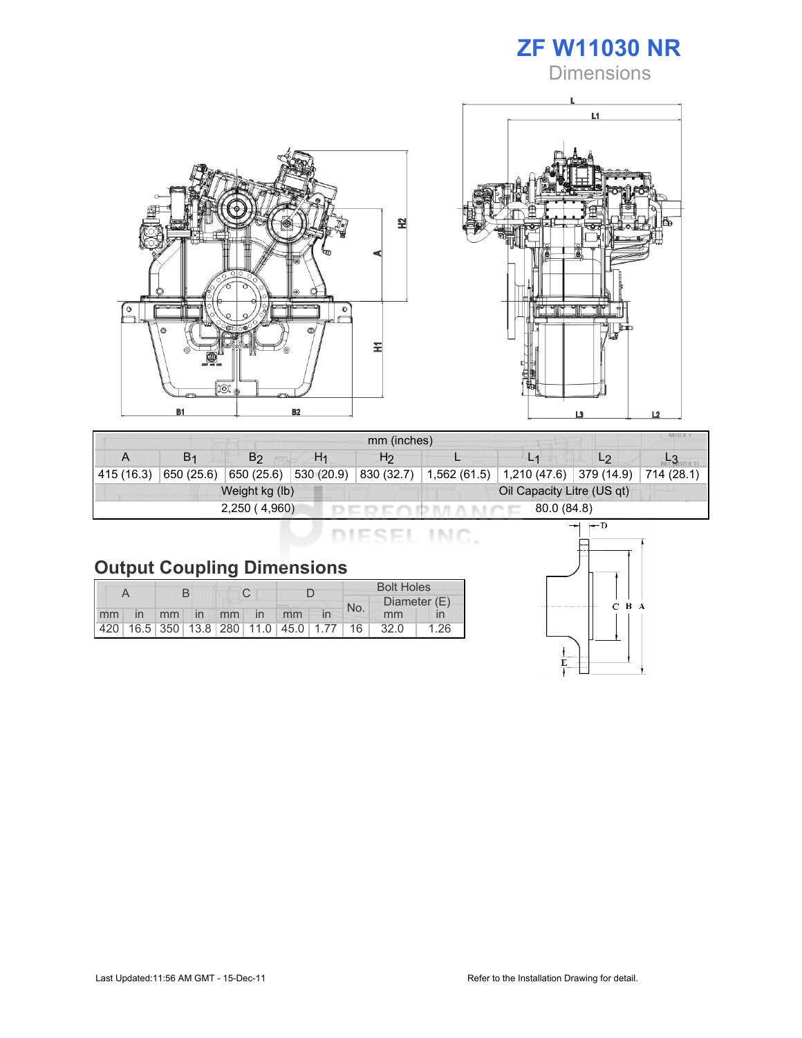# ZF W11030 NR

## Dimensions

| A | $B_1$ | $B_2$ | $H_1$ | $H_2$ | L | $L_1$ | $L_2$ | $L_3$ |
|---|---|---|---|---|---|---|---|---|
| mm (inches) | | | | | | | | |
| 415 (16.3) | 650 (25.6) | 650 (25.6) | 530 (20.9) | 830 (32.7) | 1,562 (61.5) | 1,210 (47.6) | 379 (14.9) | 714 (28.1) |

| Weight kg (lb) | Oil Capacity Litre (US qt) |
|---|---|
| 2,250 ( 4,960) | 80.0 (84.8) |

## Output Coupling Dimensions

| A | | B | | C | | D | | Bolt Holes | | |
|---|---|---|---|---|---|---|---|---|---|---|
| | | | | | | | | No. | Diameter (E) | |
| mm | in | mm | in | mm | in | mm | in | | mm | in |
| 420 | 16.5 | 350 | 13.8 | 280 | 11.0 | 45.0 | 1.77 | 16 | 32.0 | 1.26 |

Last Updated:11:56 AM GMT - 15-Dec-11

Refer to the Installation Drawing for detail.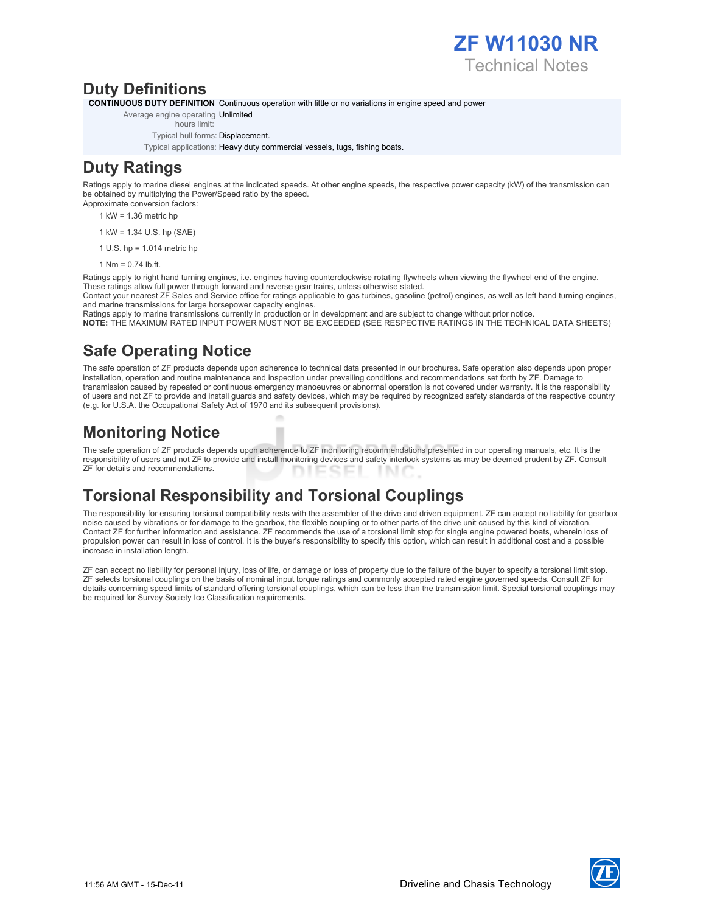# ZF W11030 NR

Technical Notes

## Duty Definitions

| | |
|---|---|
| **CONTINUOUS DUTY DEFINITION** | Continuous operation with little or no variations in engine speed and power |
| Average engine operating hours limit: | Unlimited |
| Typical hull forms: | Displacement. |
| Typical applications: | Heavy duty commercial vessels, tugs, fishing boats. |

## Duty Ratings

Ratings apply to marine diesel engines at the indicated speeds. At other engine speeds, the respective power capacity (kW) of the transmission can be obtained by multiplying the Power/Speed ratio by the speed.
Approximate conversion factors:

1 kW = 1.36 metric hp

1 kW = 1.34 U.S. hp (SAE)

1 U.S. hp = 1.014 metric hp

1 Nm = 0.74 lb.ft.

Ratings apply to right hand turning engines, i.e. engines having counterclockwise rotating flywheels when viewing the flywheel end of the engine. These ratings allow full power through forward and reverse gear trains, unless otherwise stated.
Contact your nearest ZF Sales and Service office for ratings applicable to gas turbines, gasoline (petrol) engines, as well as left hand turning engines, and marine transmissions for large horsepower capacity engines.
Ratings apply to marine transmissions currently in production or in development and are subject to change without prior notice.
**NOTE:** THE MAXIMUM RATED INPUT POWER MUST NOT BE EXCEEDED (SEE RESPECTIVE RATINGS IN THE TECHNICAL DATA SHEETS)

## Safe Operating Notice

The safe operation of ZF products depends upon adherence to technical data presented in our brochures. Safe operation also depends upon proper installation, operation and routine maintenance and inspection under prevailing conditions and recommendations set forth by ZF. Damage to transmission caused by repeated or continuous emergency manoeuvres or abnormal operation is not covered under warranty. It is the responsibility of users and not ZF to provide and install guards and safety devices, which may be required by recognized safety standards of the respective country (e.g. for U.S.A. the Occupational Safety Act of 1970 and its subsequent provisions).

## Monitoring Notice

The safe operation of ZF products depends upon adherence to ZF monitoring recommendations presented in our operating manuals, etc. It is the responsibility of users and not ZF to provide and install monitoring devices and safety interlock systems as may be deemed prudent by ZF. Consult ZF for details and recommendations.

## Torsional Responsibility and Torsional Couplings

The responsibility for ensuring torsional compatibility rests with the assembler of the drive and driven equipment. ZF can accept no liability for gearbox noise caused by vibrations or for damage to the gearbox, the flexible coupling or to other parts of the drive unit caused by this kind of vibration. Contact ZF for further information and assistance. ZF recommends the use of a torsional limit stop for single engine powered boats, wherein loss of propulsion power can result in loss of control. It is the buyer's responsibility to specify this option, which can result in additional cost and a possible increase in installation length.

ZF can accept no liability for personal injury, loss of life, or damage or loss of property due to the failure of the buyer to specify a torsional limit stop. ZF selects torsional couplings on the basis of nominal input torque ratings and commonly accepted rated engine governed speeds. Consult ZF for details concerning speed limits of standard offering torsional couplings, which can be less than the transmission limit. Special torsional couplings may be required for Survey Society Ice Classification requirements.

11:56 AM GMT - 15-Dec-11

Driveline and Chasis Technology